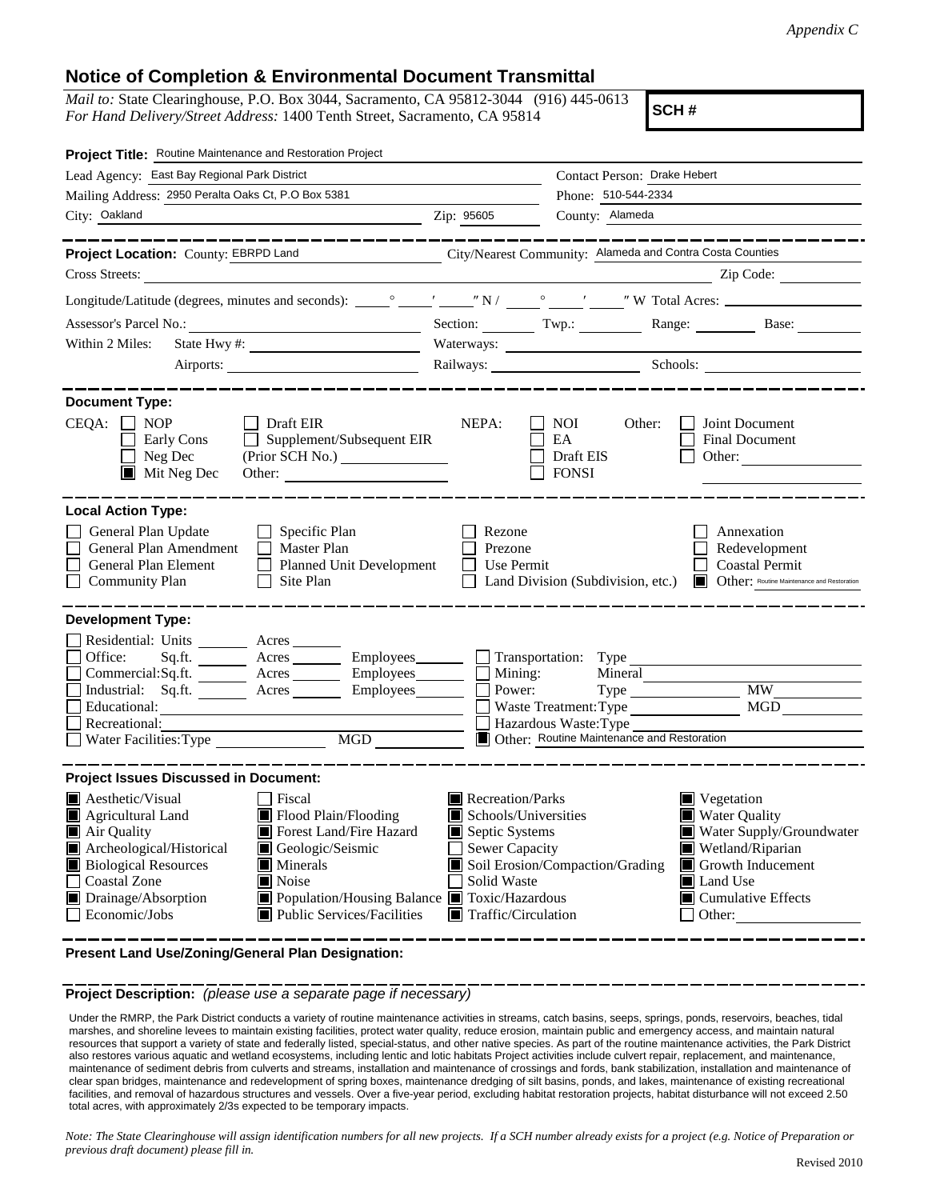*Appendix C*

# Notice of Completion & Environmental Document Transmittal

*Mail to:* State Clearinghouse, P.O. Box 3044, Sacramento, CA 95812-3044 (916) 445-0613
*For Hand Delivery/Street Address:* 1400 Tenth Street, Sacramento, CA 95814

**SCH #**

**Project Title:** Routine Maintenance and Restoration Project

Lead Agency: East Bay Regional Park District
Contact Person: Drake Hebert

Mailing Address: 2950 Peralta Oaks Ct, P.O Box 5381
Phone: 510-544-2334

City: Oakland
Zip: 95605
County: Alameda

---

**Project Location:** County: EBRPD Land
City/Nearest Community: Alameda and Contra Costa Counties

Cross Streets:
Zip Code:

Longitude/Latitude (degrees, minutes and seconds): ____° ____′ ____″ N / ____° ____′ ____″ W Total Acres:

Assessor's Parcel No.:
Section: Twp.: Range: Base:

Within 2 Miles: State Hwy #:
Waterways:

Airports:
Railways:
Schools:

---

**Document Type:**

CEQA:
- [ ] NOP
- [ ] Early Cons
- [ ] Neg Dec
- [x] Mit Neg Dec
- [ ] Draft EIR
- [ ] Supplement/Subsequent EIR (Prior SCH No.)
- Other:

NEPA:
- [ ] NOI
- [ ] EA
- [ ] Draft EIS
- [ ] FONSI

Other:
- [ ] Joint Document
- [ ] Final Document
- [ ] Other:

---

**Local Action Type:**

- [ ] General Plan Update
- [ ] General Plan Amendment
- [ ] General Plan Element
- [ ] Community Plan
- [ ] Specific Plan
- [ ] Master Plan
- [ ] Planned Unit Development
- [ ] Site Plan
- [ ] Rezone
- [ ] Prezone
- [ ] Use Permit
- [ ] Land Division (Subdivision, etc.)
- [ ] Annexation
- [ ] Redevelopment
- [ ] Coastal Permit
- [x] Other: Routine Maintenance and Restoration

---

**Development Type:**

- [ ] Residential: Units ____ Acres ____
- [ ] Office: Sq.ft. ____ Acres ____ Employees ____
- [ ] Commercial: Sq.ft. ____ Acres ____ Employees ____
- [ ] Industrial: Sq.ft. ____ Acres ____ Employees ____
- [ ] Educational:
- [ ] Recreational:
- [ ] Water Facilities: Type ____ MGD ____
- [ ] Transportation: Type
- [ ] Mining: Mineral
- [ ] Power: Type ____ MW
- [ ] Waste Treatment: Type ____ MGD
- [ ] Hazardous Waste: Type
- [x] Other: Routine Maintenance and Restoration

---

**Project Issues Discussed in Document:**

- [x] Aesthetic/Visual
- [x] Agricultural Land
- [x] Air Quality
- [x] Archeological/Historical
- [x] Biological Resources
- [ ] Coastal Zone
- [x] Drainage/Absorption
- [ ] Economic/Jobs
- [ ] Fiscal
- [x] Flood Plain/Flooding
- [x] Forest Land/Fire Hazard
- [x] Geologic/Seismic
- [x] Minerals
- [x] Noise
- [x] Population/Housing Balance
- [x] Public Services/Facilities
- [x] Recreation/Parks
- [x] Schools/Universities
- [x] Septic Systems
- [ ] Sewer Capacity
- [x] Soil Erosion/Compaction/Grading
- [ ] Solid Waste
- [x] Toxic/Hazardous
- [x] Traffic/Circulation
- [x] Vegetation
- [x] Water Quality
- [x] Water Supply/Groundwater
- [x] Wetland/Riparian
- [x] Growth Inducement
- [x] Land Use
- [x] Cumulative Effects
- [ ] Other:

---

**Present Land Use/Zoning/General Plan Designation:**

---

**Project Description:** *(please use a separate page if necessary)*

Under the RMRP, the Park District conducts a variety of routine maintenance activities in streams, catch basins, seeps, springs, ponds, reservoirs, beaches, tidal marshes, and shoreline levees to maintain existing facilities, protect water quality, reduce erosion, maintain public and emergency access, and maintain natural resources that support a variety of state and federally listed, special-status, and other native species. As part of the routine maintenance activities, the Park District also restores various aquatic and wetland ecosystems, including lentic and lotic habitats Project activities include culvert repair, replacement, and maintenance, maintenance of sediment debris from culverts and streams, installation and maintenance of crossings and fords, bank stabilization, installation and maintenance of clear span bridges, maintenance and redevelopment of spring boxes, maintenance dredging of silt basins, ponds, and lakes, maintenance of existing recreational facilities, and removal of hazardous structures and vessels. Over a five-year period, excluding habitat restoration projects, habitat disturbance will not exceed 2.50 total acres, with approximately 2/3s expected to be temporary impacts.

*Note: The State Clearinghouse will assign identification numbers for all new projects. If a SCH number already exists for a project (e.g. Notice of Preparation or previous draft document) please fill in.*

Revised 2010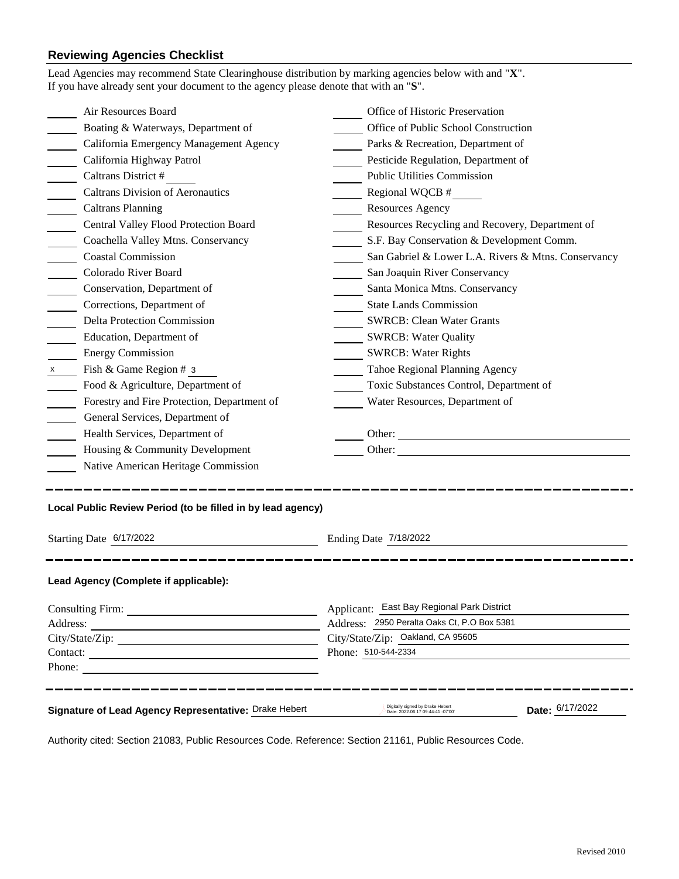## Reviewing Agencies Checklist

Lead Agencies may recommend State Clearinghouse distribution by marking agencies below with and "**X**".
If you have already sent your document to the agency please denote that with an "**S**".

| | | | |
|---|---|---|---|
| ____ | Air Resources Board | ____ | Office of Historic Preservation |
| ____ | Boating & Waterways, Department of | ____ | Office of Public School Construction |
| ____ | California Emergency Management Agency | ____ | Parks & Recreation, Department of |
| ____ | California Highway Patrol | ____ | Pesticide Regulation, Department of |
| ____ | Caltrans District # ____ | ____ | Public Utilities Commission |
| ____ | Caltrans Division of Aeronautics | ____ | Regional WQCB # ____ |
| ____ | Caltrans Planning | ____ | Resources Agency |
| ____ | Central Valley Flood Protection Board | ____ | Resources Recycling and Recovery, Department of |
| ____ | Coachella Valley Mtns. Conservancy | ____ | S.F. Bay Conservation & Development Comm. |
| ____ | Coastal Commission | ____ | San Gabriel & Lower L.A. Rivers & Mtns. Conservancy |
| ____ | Colorado River Board | ____ | San Joaquin River Conservancy |
| ____ | Conservation, Department of | ____ | Santa Monica Mtns. Conservancy |
| ____ | Corrections, Department of | ____ | State Lands Commission |
| ____ | Delta Protection Commission | ____ | SWRCB: Clean Water Grants |
| ____ | Education, Department of | ____ | SWRCB: Water Quality |
| ____ | Energy Commission | ____ | SWRCB: Water Rights |
| x | Fish & Game Region # 3 | ____ | Tahoe Regional Planning Agency |
| ____ | Food & Agriculture, Department of | ____ | Toxic Substances Control, Department of |
| ____ | Forestry and Fire Protection, Department of | ____ | Water Resources, Department of |
| ____ | General Services, Department of | | |
| ____ | Health Services, Department of | ____ | Other: ____ |
| ____ | Housing & Community Development | ____ | Other: ____ |
| ____ | Native American Heritage Commission | | |

---

**Local Public Review Period (to be filled in by lead agency)**

Starting Date 6/17/2022 Ending Date 7/18/2022

---

**Lead Agency (Complete if applicable):**

| | |
|---|---|
| Consulting Firm: | Applicant: East Bay Regional Park District |
| Address: | Address: 2950 Peralta Oaks Ct, P.O Box 5381 |
| City/State/Zip: | City/State/Zip: Oakland, CA 95605 |
| Contact: | Phone: 510-544-2334 |
| Phone: | |

---

**Signature of Lead Agency Representative:** Drake Hebert Digitally signed by Drake Hebert Date: 2022.06.17 09:44:41 -07'00' **Date:** 6/17/2022

Authority cited: Section 21083, Public Resources Code. Reference: Section 21161, Public Resources Code.

Revised 2010